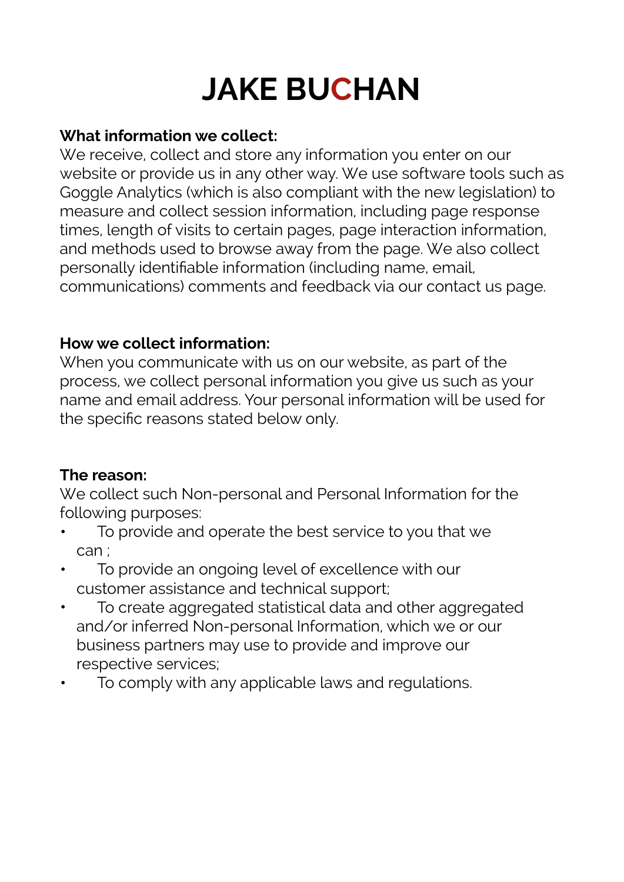# JAKE BUCHAN

**What information we collect:**
We receive, collect and store any information you enter on our website or provide us in any other way. We use software tools such as Goggle Analytics (which is also compliant with the new legislation) to measure and collect session information, including page response times, length of visits to certain pages, page interaction information, and methods used to browse away from the page. We also collect personally identifiable information (including name, email, communications) comments and feedback via our contact us page.

**How we collect information:**
When you communicate with us on our website, as part of the process, we collect personal information you give us such as your name and email address. Your personal information will be used for the specific reasons stated below only.

**The reason:**
We collect such Non-personal and Personal Information for the following purposes:

- To provide and operate the best service to you that we can ;
- To provide an ongoing level of excellence with our customer assistance and technical support;
- To create aggregated statistical data and other aggregated and/or inferred Non-personal Information, which we or our business partners may use to provide and improve our respective services;
- To comply with any applicable laws and regulations.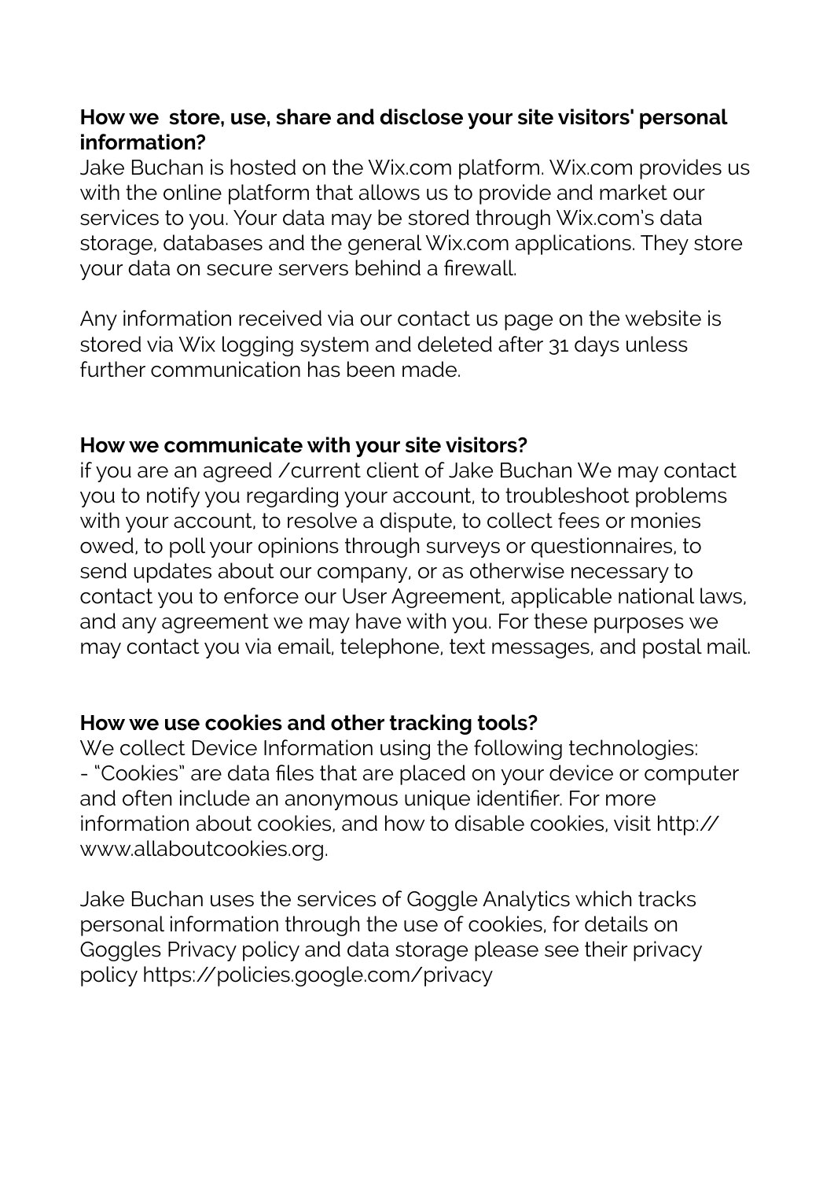**How we  store, use, share and disclose your site visitors' personal information?**

Jake Buchan is hosted on the Wix.com platform. Wix.com provides us with the online platform that allows us to provide and market our services to you. Your data may be stored through Wix.com's data storage, databases and the general Wix.com applications. They store your data on secure servers behind a firewall.

Any information received via our contact us page on the website is stored via Wix logging system and deleted after 31 days unless further communication has been made.

**How we communicate with your site visitors?**

if you are an agreed /current client of Jake Buchan We may contact you to notify you regarding your account, to troubleshoot problems with your account, to resolve a dispute, to collect fees or monies owed, to poll your opinions through surveys or questionnaires, to send updates about our company, or as otherwise necessary to contact you to enforce our User Agreement, applicable national laws, and any agreement we may have with you. For these purposes we may contact you via email, telephone, text messages, and postal mail.

**How we use cookies and other tracking tools?**

We collect Device Information using the following technologies:
- "Cookies" are data files that are placed on your device or computer and often include an anonymous unique identifier. For more information about cookies, and how to disable cookies, visit http://www.allaboutcookies.org.

Jake Buchan uses the services of Goggle Analytics which tracks personal information through the use of cookies, for details on Goggles Privacy policy and data storage please see their privacy policy https://policies.google.com/privacy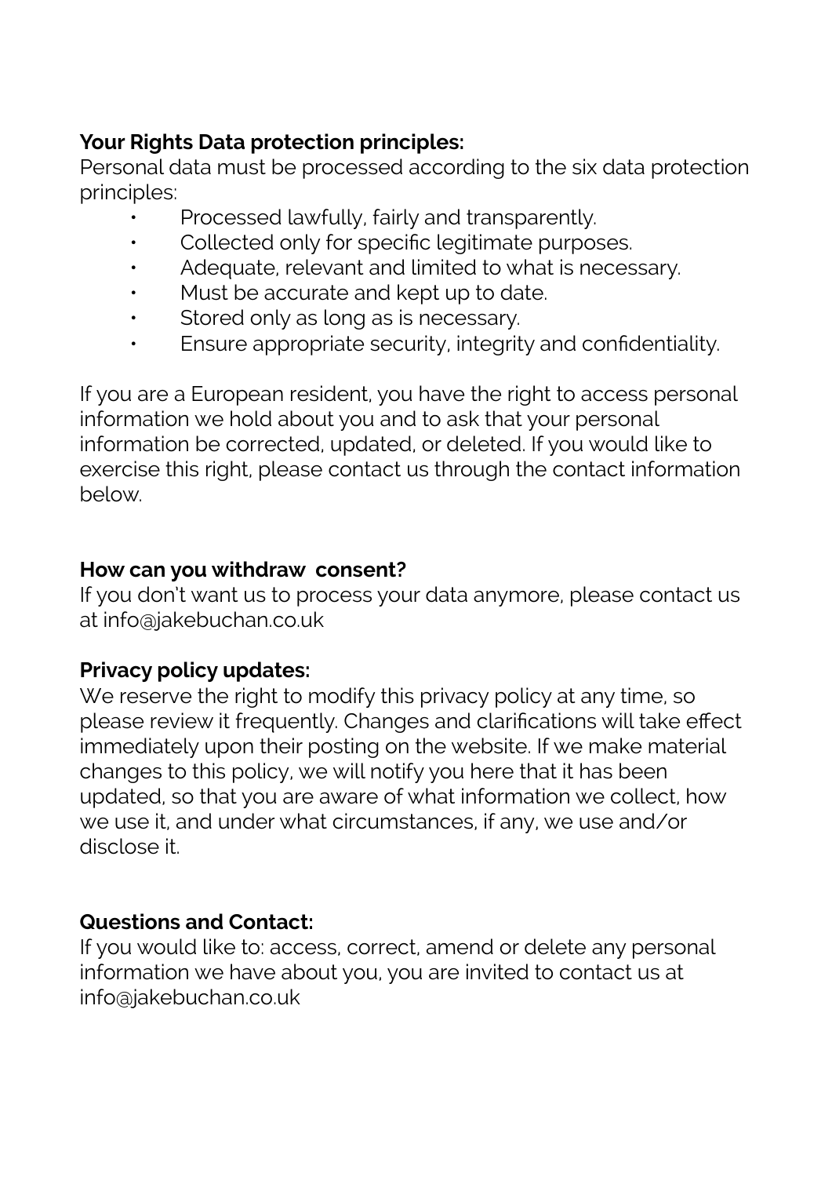**Your Rights Data protection principles:**

Personal data must be processed according to the six data protection principles:

- Processed lawfully, fairly and transparently.
- Collected only for specific legitimate purposes.
- Adequate, relevant and limited to what is necessary.
- Must be accurate and kept up to date.
- Stored only as long as is necessary.
- Ensure appropriate security, integrity and confidentiality.

If you are a European resident, you have the right to access personal information we hold about you and to ask that your personal information be corrected, updated, or deleted. If you would like to exercise this right, please contact us through the contact information below.

**How can you withdraw consent?**

If you don't want us to process your data anymore, please contact us at info@jakebuchan.co.uk

**Privacy policy updates:**

We reserve the right to modify this privacy policy at any time, so please review it frequently. Changes and clarifications will take effect immediately upon their posting on the website. If we make material changes to this policy, we will notify you here that it has been updated, so that you are aware of what information we collect, how we use it, and under what circumstances, if any, we use and/or disclose it.

**Questions and Contact:**

If you would like to: access, correct, amend or delete any personal information we have about you, you are invited to contact us at info@jakebuchan.co.uk